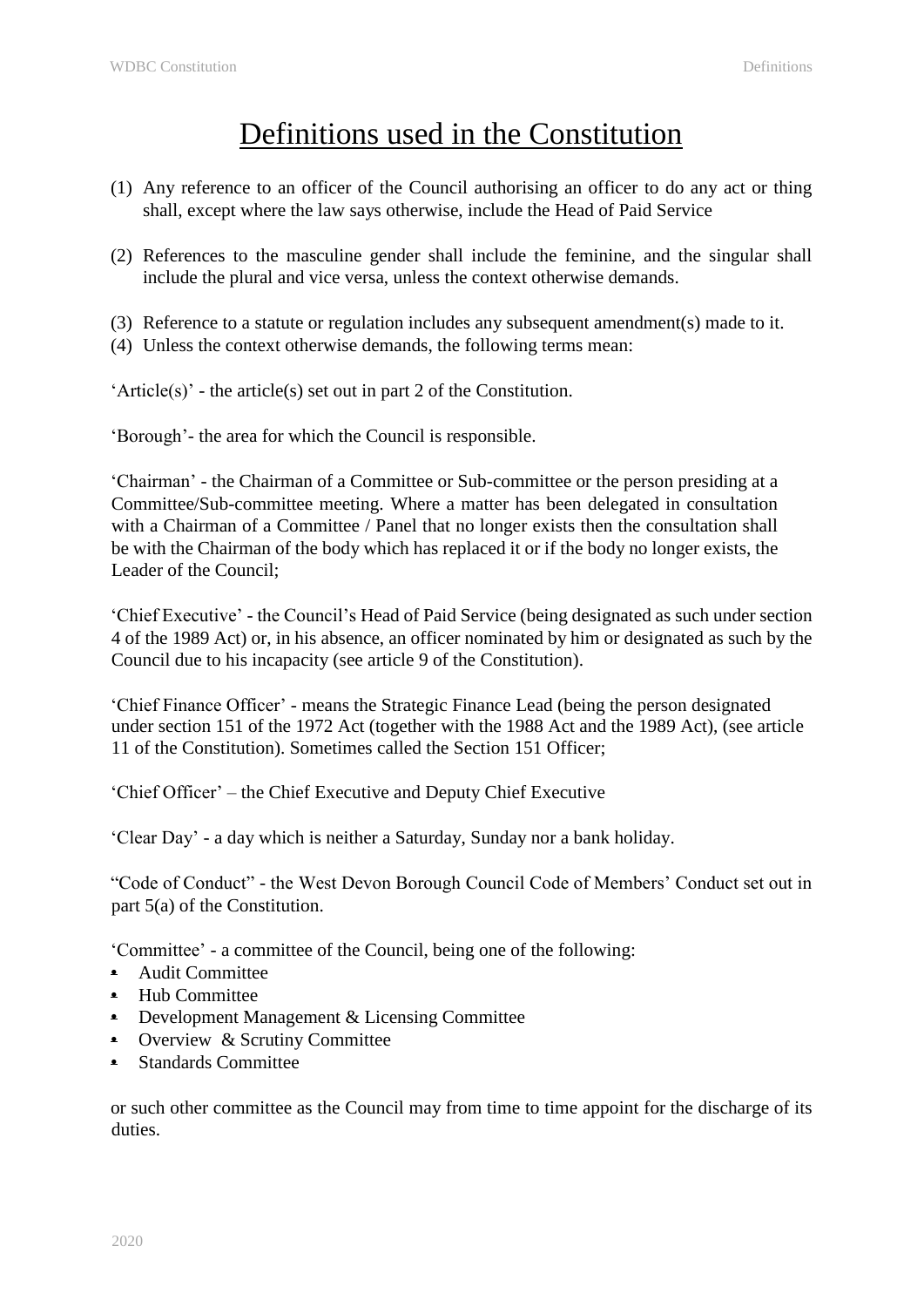# Definitions used in the Constitution

(1) Any reference to an officer of the Council authorising an officer to do any act or thing shall, except where the law says otherwise, include the Head of Paid Service

(2) References to the masculine gender shall include the feminine, and the singular shall include the plural and vice versa, unless the context otherwise demands.

(3) Reference to a statute or regulation includes any subsequent amendment(s) made to it.

(4) Unless the context otherwise demands, the following terms mean:

'Article(s)' - the article(s) set out in part 2 of the Constitution.

'Borough'- the area for which the Council is responsible.

'Chairman' - the Chairman of a Committee or Sub-committee or the person presiding at a Committee/Sub-committee meeting. Where a matter has been delegated in consultation with a Chairman of a Committee / Panel that no longer exists then the consultation shall be with the Chairman of the body which has replaced it or if the body no longer exists, the Leader of the Council;

'Chief Executive' - the Council's Head of Paid Service (being designated as such under section 4 of the 1989 Act) or, in his absence, an officer nominated by him or designated as such by the Council due to his incapacity (see article 9 of the Constitution).

'Chief Finance Officer' - means the Strategic Finance Lead (being the person designated under section 151 of the 1972 Act (together with the 1988 Act and the 1989 Act), (see article 11 of the Constitution). Sometimes called the Section 151 Officer;

'Chief Officer' – the Chief Executive and Deputy Chief Executive

'Clear Day' - a day which is neither a Saturday, Sunday nor a bank holiday.

"Code of Conduct" - the West Devon Borough Council Code of Members' Conduct set out in part 5(a) of the Constitution.

'Committee' - a committee of the Council, being one of the following:

- Audit Committee
- Hub Committee
- Development Management & Licensing Committee
- Overview & Scrutiny Committee
- Standards Committee

or such other committee as the Council may from time to time appoint for the discharge of its duties.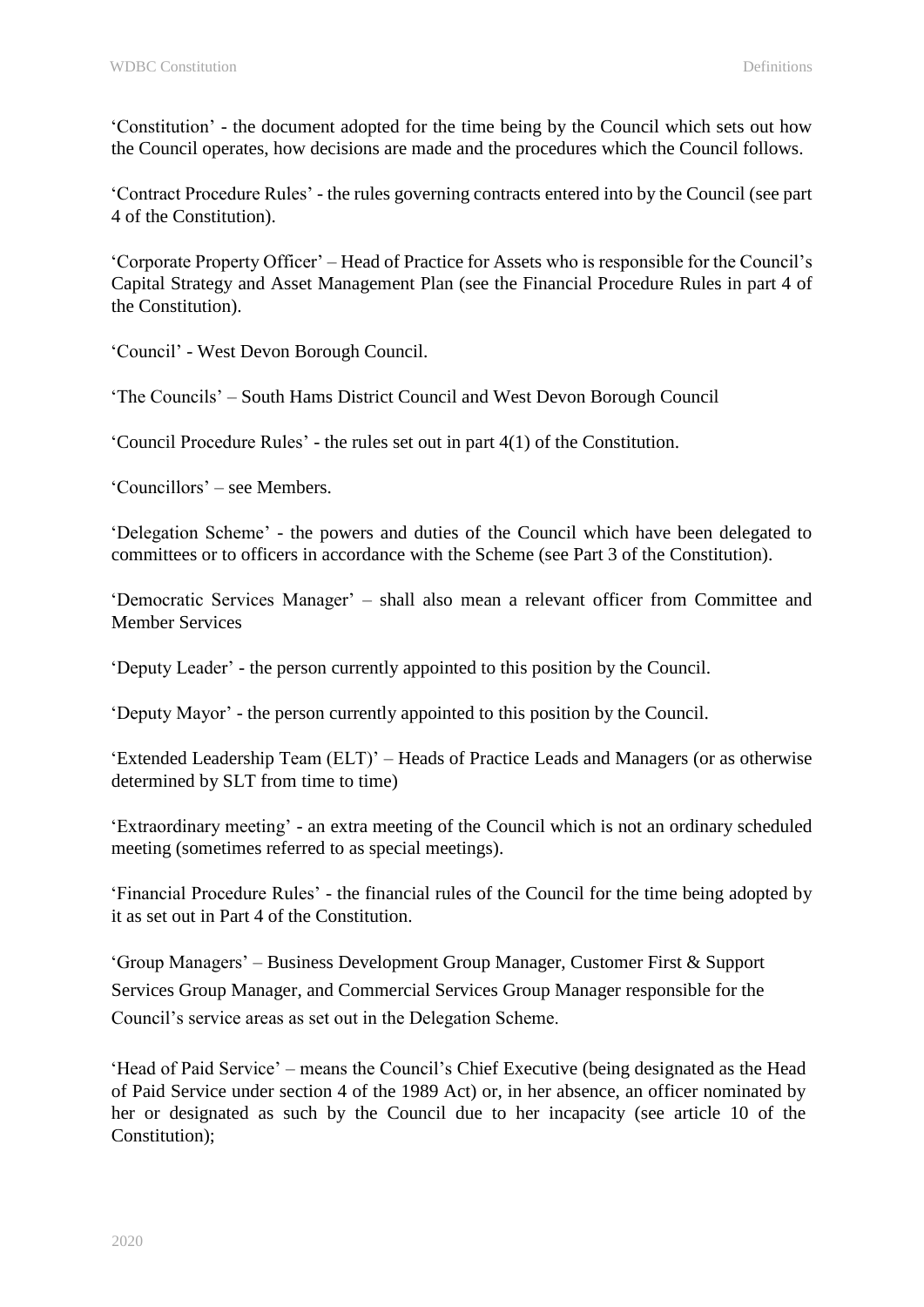'Constitution' - the document adopted for the time being by the Council which sets out how the Council operates, how decisions are made and the procedures which the Council follows.

'Contract Procedure Rules' - the rules governing contracts entered into by the Council (see part 4 of the Constitution).

'Corporate Property Officer' – Head of Practice for Assets who is responsible for the Council's Capital Strategy and Asset Management Plan (see the Financial Procedure Rules in part 4 of the Constitution).

'Council' - West Devon Borough Council.

'The Councils' – South Hams District Council and West Devon Borough Council

'Council Procedure Rules' - the rules set out in part 4(1) of the Constitution.

'Councillors' – see Members.

'Delegation Scheme' - the powers and duties of the Council which have been delegated to committees or to officers in accordance with the Scheme (see Part 3 of the Constitution).

'Democratic Services Manager' – shall also mean a relevant officer from Committee and Member Services

'Deputy Leader' - the person currently appointed to this position by the Council.

'Deputy Mayor' - the person currently appointed to this position by the Council.

'Extended Leadership Team (ELT)' – Heads of Practice Leads and Managers (or as otherwise determined by SLT from time to time)

'Extraordinary meeting' - an extra meeting of the Council which is not an ordinary scheduled meeting (sometimes referred to as special meetings).

'Financial Procedure Rules' - the financial rules of the Council for the time being adopted by it as set out in Part 4 of the Constitution.

'Group Managers' – Business Development Group Manager, Customer First & Support Services Group Manager, and Commercial Services Group Manager responsible for the Council's service areas as set out in the Delegation Scheme.

'Head of Paid Service' – means the Council's Chief Executive (being designated as the Head of Paid Service under section 4 of the 1989 Act) or, in her absence, an officer nominated by her or designated as such by the Council due to her incapacity (see article 10 of the Constitution);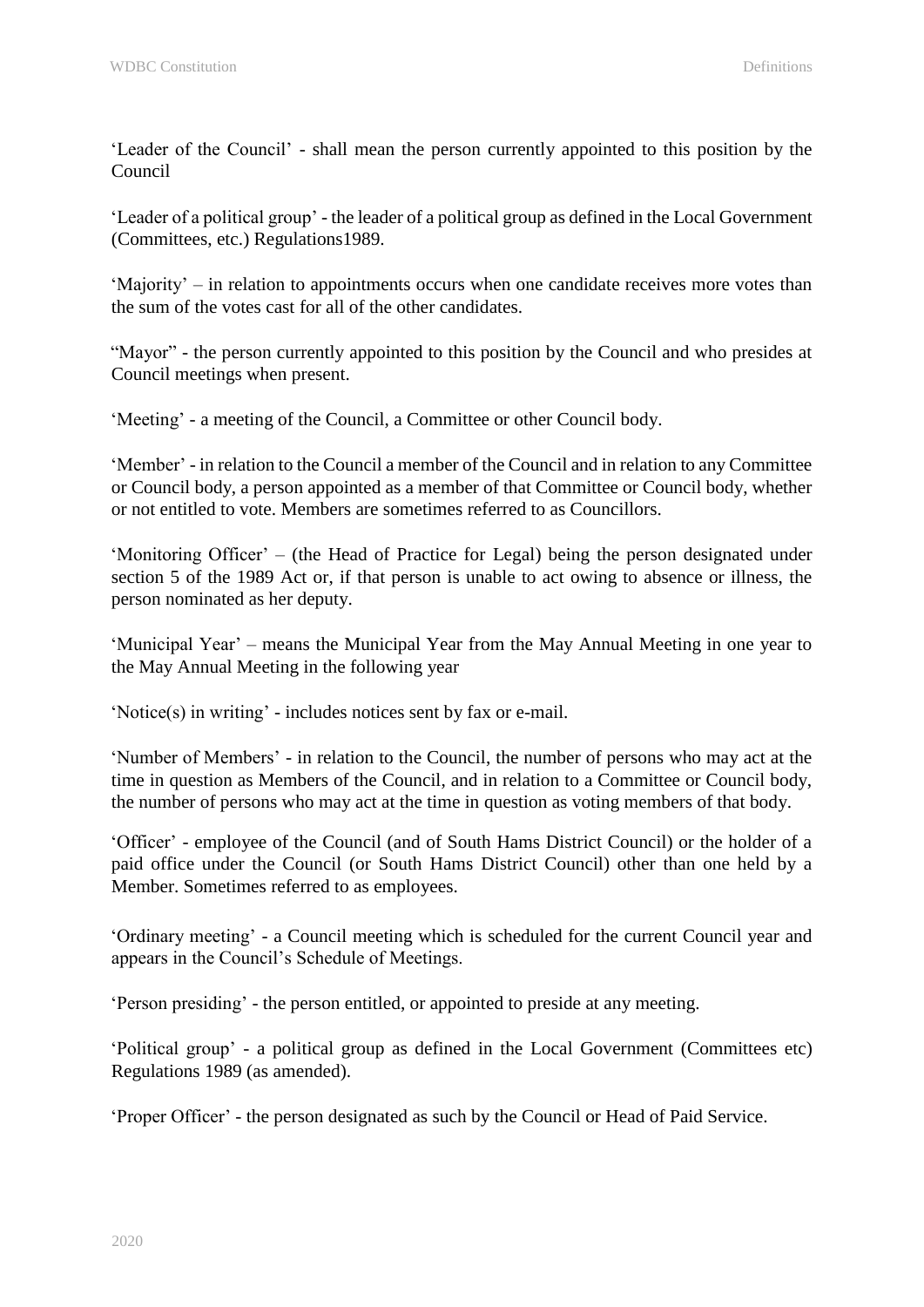'Leader of the Council' - shall mean the person currently appointed to this position by the Council

'Leader of a political group' - the leader of a political group as defined in the Local Government (Committees, etc.) Regulations1989.

'Majority' – in relation to appointments occurs when one candidate receives more votes than the sum of the votes cast for all of the other candidates.

"Mayor" - the person currently appointed to this position by the Council and who presides at Council meetings when present.

'Meeting' - a meeting of the Council, a Committee or other Council body.

'Member' - in relation to the Council a member of the Council and in relation to any Committee or Council body, a person appointed as a member of that Committee or Council body, whether or not entitled to vote. Members are sometimes referred to as Councillors.

'Monitoring Officer' – (the Head of Practice for Legal) being the person designated under section 5 of the 1989 Act or, if that person is unable to act owing to absence or illness, the person nominated as her deputy.

'Municipal Year' – means the Municipal Year from the May Annual Meeting in one year to the May Annual Meeting in the following year

'Notice(s) in writing' - includes notices sent by fax or e-mail.

'Number of Members' - in relation to the Council, the number of persons who may act at the time in question as Members of the Council, and in relation to a Committee or Council body, the number of persons who may act at the time in question as voting members of that body.

'Officer' - employee of the Council (and of South Hams District Council) or the holder of a paid office under the Council (or South Hams District Council) other than one held by a Member. Sometimes referred to as employees.

'Ordinary meeting' - a Council meeting which is scheduled for the current Council year and appears in the Council's Schedule of Meetings.

'Person presiding' - the person entitled, or appointed to preside at any meeting.

'Political group' - a political group as defined in the Local Government (Committees etc) Regulations 1989 (as amended).

'Proper Officer' - the person designated as such by the Council or Head of Paid Service.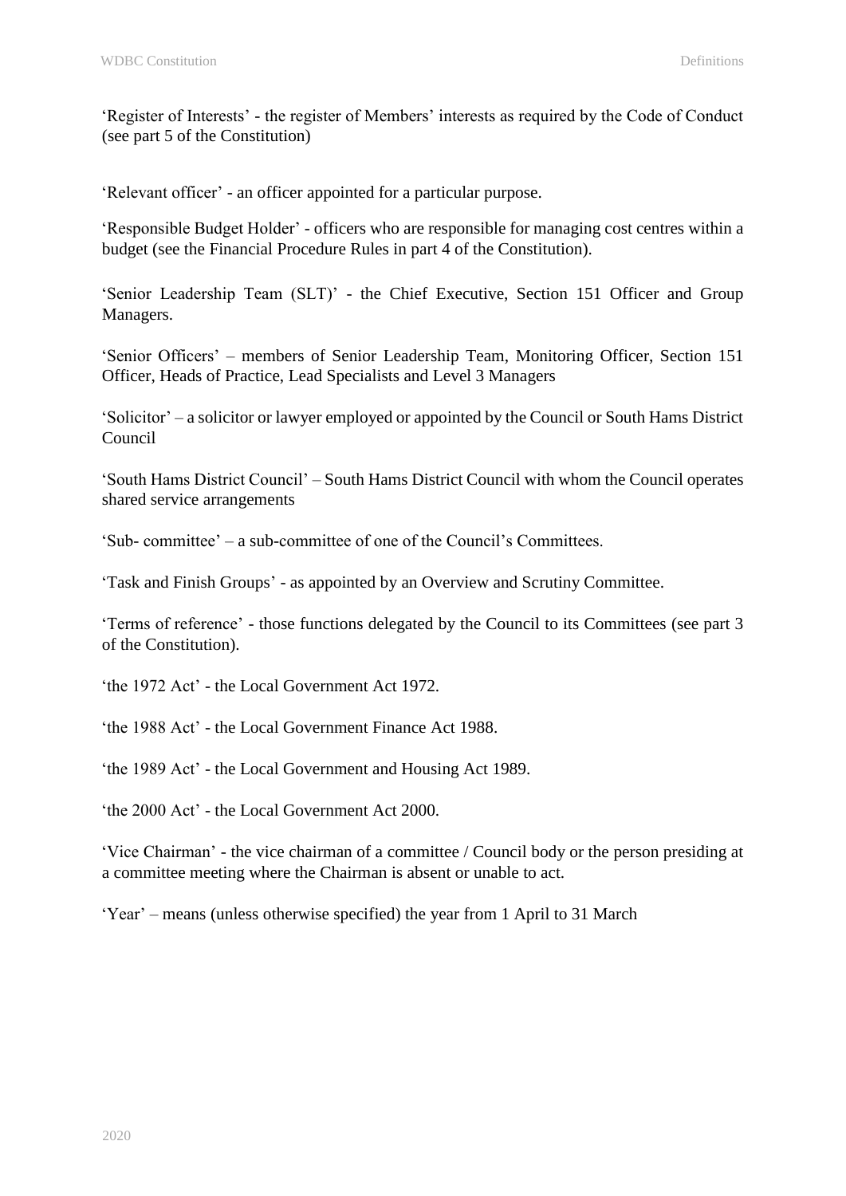'Register of Interests' - the register of Members' interests as required by the Code of Conduct (see part 5 of the Constitution)

'Relevant officer' - an officer appointed for a particular purpose.

'Responsible Budget Holder' - officers who are responsible for managing cost centres within a budget (see the Financial Procedure Rules in part 4 of the Constitution).

'Senior Leadership Team (SLT)' - the Chief Executive, Section 151 Officer and Group Managers.

'Senior Officers' – members of Senior Leadership Team, Monitoring Officer, Section 151 Officer, Heads of Practice, Lead Specialists and Level 3 Managers

'Solicitor' – a solicitor or lawyer employed or appointed by the Council or South Hams District Council

'South Hams District Council' – South Hams District Council with whom the Council operates shared service arrangements

'Sub- committee' – a sub-committee of one of the Council's Committees.

'Task and Finish Groups' - as appointed by an Overview and Scrutiny Committee.

'Terms of reference' - those functions delegated by the Council to its Committees (see part 3 of the Constitution).

'the 1972 Act' - the Local Government Act 1972.

'the 1988 Act' - the Local Government Finance Act 1988.

'the 1989 Act' - the Local Government and Housing Act 1989.

'the 2000 Act' - the Local Government Act 2000.

'Vice Chairman' - the vice chairman of a committee / Council body or the person presiding at a committee meeting where the Chairman is absent or unable to act.

'Year' – means (unless otherwise specified) the year from 1 April to 31 March